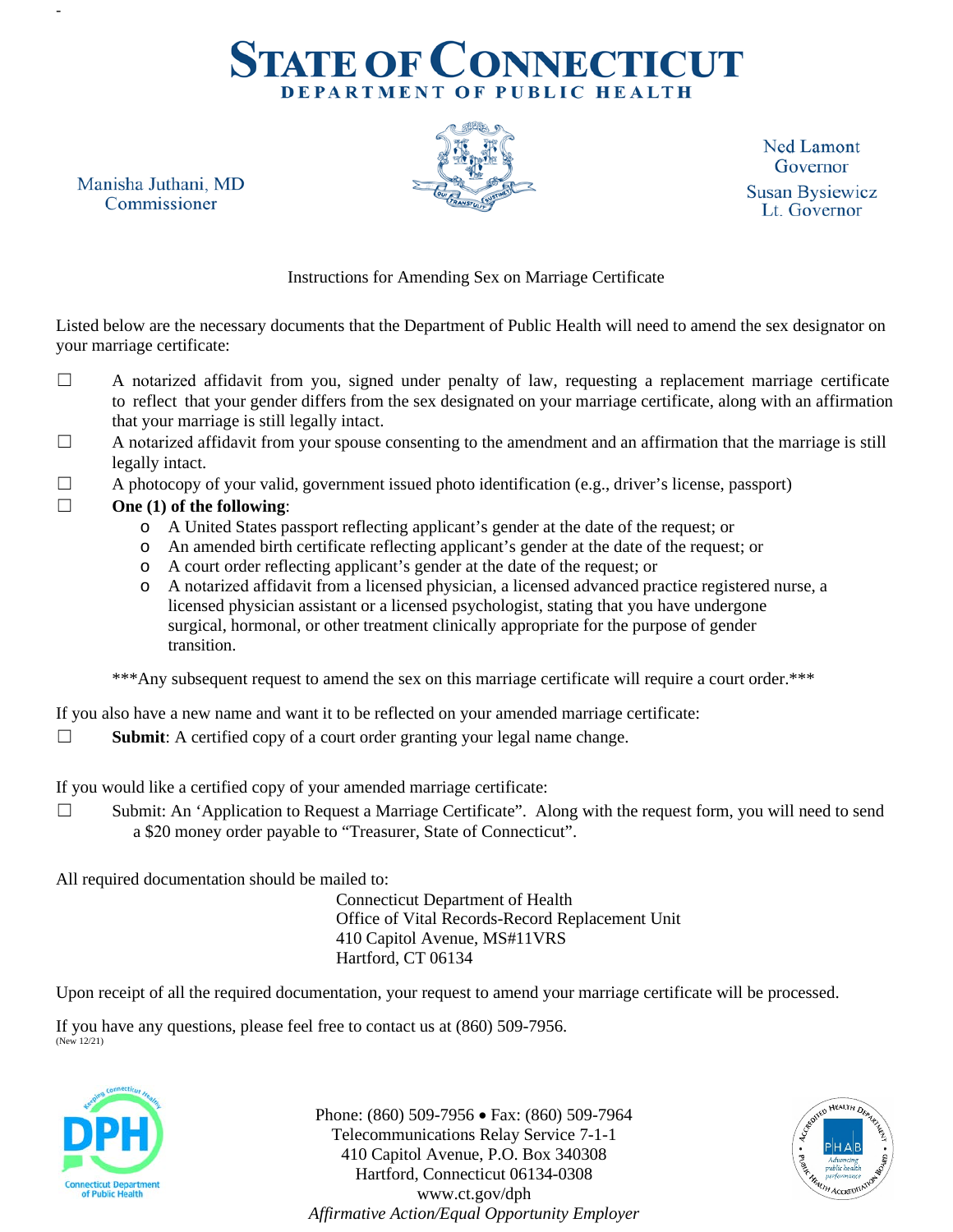# STATE OF CONNECTICUT
## DEPARTMENT OF PUBLIC HEALTH

Manisha Juthani, MD
Commissioner

Ned Lamont
Governor
Susan Bysiewicz
Lt. Governor

Instructions for Amending Sex on Marriage Certificate

Listed below are the necessary documents that the Department of Public Health will need to amend the sex designator on your marriage certificate:

☐ A notarized affidavit from you, signed under penalty of law, requesting a replacement marriage certificate to reflect that your gender differs from the sex designated on your marriage certificate, along with an affirmation that your marriage is still legally intact.

☐ A notarized affidavit from your spouse consenting to the amendment and an affirmation that the marriage is still legally intact.

☐ A photocopy of your valid, government issued photo identification (e.g., driver's license, passport)

☐ **One (1) of the following**:
- A United States passport reflecting applicant's gender at the date of the request; or
- An amended birth certificate reflecting applicant's gender at the date of the request; or
- A court order reflecting applicant's gender at the date of the request; or
- A notarized affidavit from a licensed physician, a licensed advanced practice registered nurse, a licensed physician assistant or a licensed psychologist, stating that you have undergone surgical, hormonal, or other treatment clinically appropriate for the purpose of gender transition.

***Any subsequent request to amend the sex on this marriage certificate will require a court order.***

If you also have a new name and want it to be reflected on your amended marriage certificate:

☐ **Submit**: A certified copy of a court order granting your legal name change.

If you would like a certified copy of your amended marriage certificate:

☐ Submit: An 'Application to Request a Marriage Certificate". Along with the request form, you will need to send a $20 money order payable to "Treasurer, State of Connecticut".

All required documentation should be mailed to:

Connecticut Department of Health
Office of Vital Records-Record Replacement Unit
410 Capitol Avenue, MS#11VRS
Hartford, CT 06134

Upon receipt of all the required documentation, your request to amend your marriage certificate will be processed.

If you have any questions, please feel free to contact us at (860) 509-7956.
(New 12/21)

Phone: (860) 509-7956 • Fax: (860) 509-7964
Telecommunications Relay Service 7-1-1
410 Capitol Avenue, P.O. Box 340308
Hartford, Connecticut 06134-0308
www.ct.gov/dph
*Affirmative Action/Equal Opportunity Employer*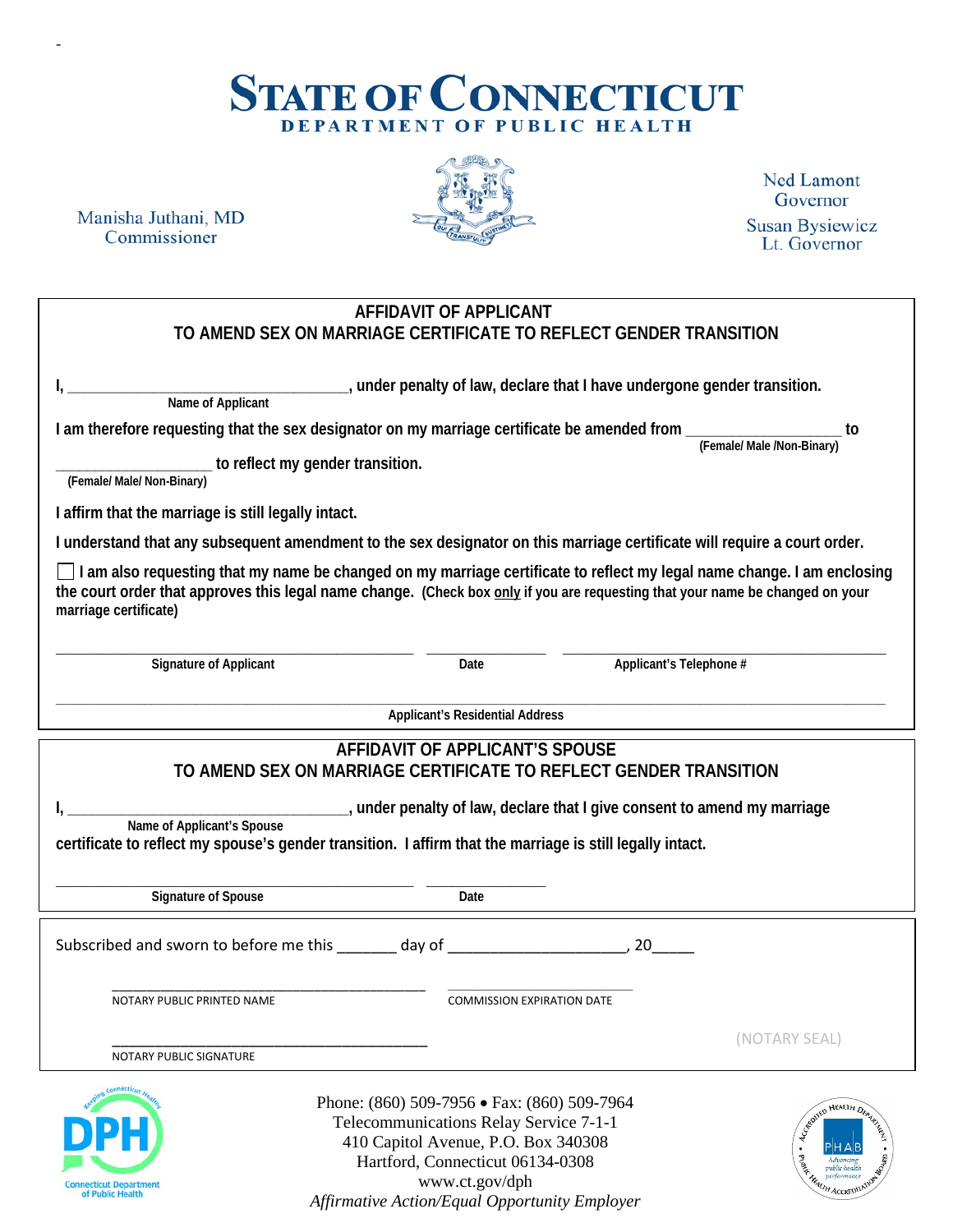# STATE OF CONNECTICUT
## DEPARTMENT OF PUBLIC HEALTH

Manisha Juthani, MD
Commissioner

Ned Lamont
Governor
Susan Bysiewicz
Lt. Governor

### AFFIDAVIT OF APPLICANT
### TO AMEND SEX ON MARRIAGE CERTIFICATE TO REFLECT GENDER TRANSITION

**I, ___________________________________, under penalty of law, declare that I have undergone gender transition.**
Name of Applicant

**I am therefore requesting that the sex designator on my marriage certificate be amended from ____________________ to**
(Female/ Male /Non-Binary)

**____________________ to reflect my gender transition.**
(Female/ Male/ Non-Binary)

**I affirm that the marriage is still legally intact.**

**I understand that any subsequent amendment to the sex designator on this marriage certificate will require a court order.**

☐ **I am also requesting that my name be changed on my marriage certificate to reflect my legal name change. I am enclosing the court order that approves this legal name change.** (Check box only if you are requesting that your name be changed on your marriage certificate)

_______________________________ _______________ _______________________________
Signature of Applicant | Date | Applicant's Telephone #

_______________________________________________________________
Applicant's Residential Address

### AFFIDAVIT OF APPLICANT'S SPOUSE
### TO AMEND SEX ON MARRIAGE CERTIFICATE TO REFLECT GENDER TRANSITION

**I, ___________________________________, under penalty of law, declare that I give consent to amend my marriage**
Name of Applicant's Spouse
**certificate to reflect my spouse's gender transition. I affirm that the marriage is still legally intact.**

_______________________________ _______________
Signature of Spouse | Date

Subscribed and sworn to before me this _______ day of _____________________, 20_____

_______________________________ _______________________________
NOTARY PUBLIC PRINTED NAME | COMMISSION EXPIRATION DATE

_______________________________
NOTARY PUBLIC SIGNATURE

(NOTARY SEAL)

Phone: (860) 509-7956 • Fax: (860) 509-7964
Telecommunications Relay Service 7-1-1
410 Capitol Avenue, P.O. Box 340308
Hartford, Connecticut 06134-0308
www.ct.gov/dph
*Affirmative Action/Equal Opportunity Employer*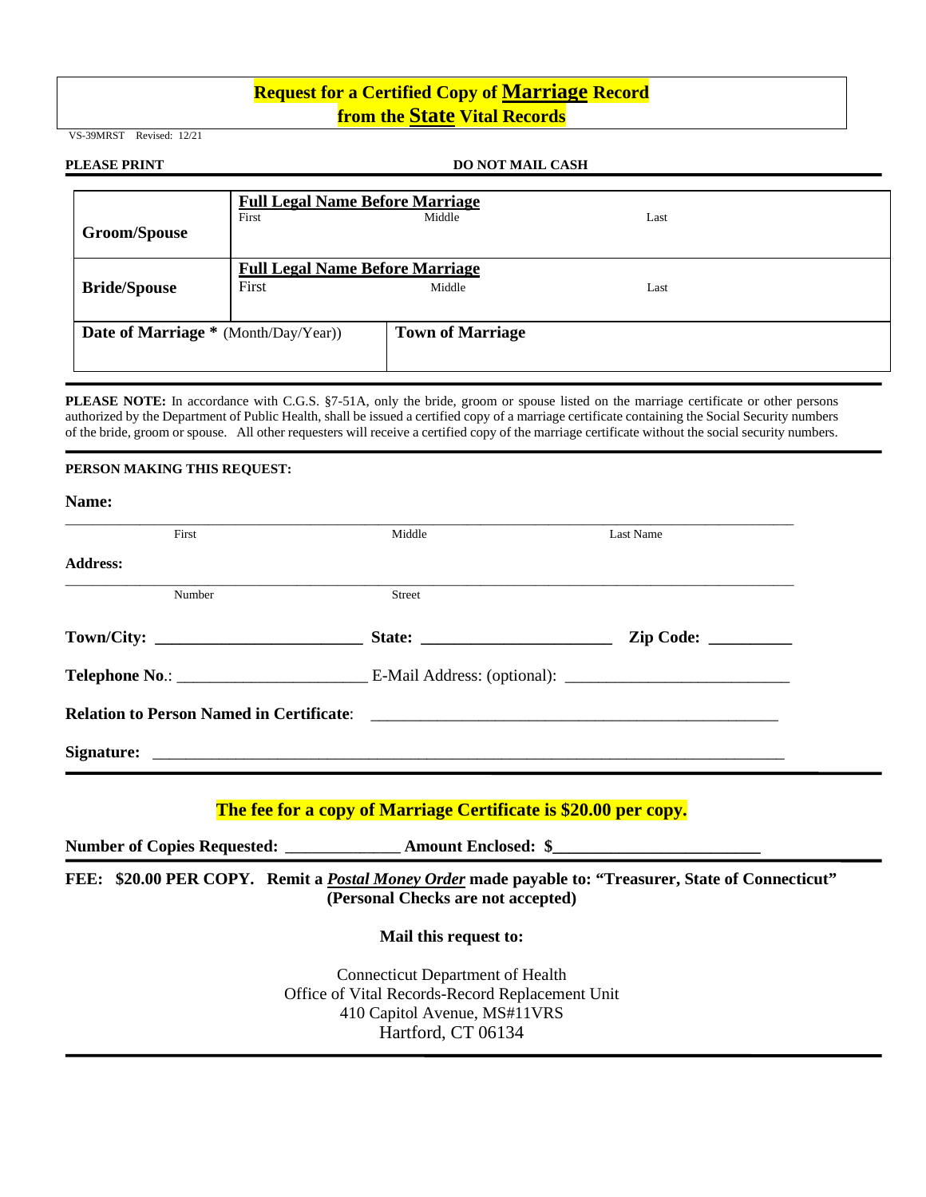# Request for a Certified Copy of Marriage Record from the State Vital Records

VS-39MRST Revised: 12/21

**PLEASE PRINT** **DO NOT MAIL CASH**

| | | |
|---|---|---|
| **Groom/Spouse** | **Full Legal Name Before Marriage** First Middle Last | |
| **Bride/Spouse** | **Full Legal Name Before Marriage** First Middle Last | |
| **Date of Marriage *** (Month/Day/Year)) | **Town of Marriage** | |

**PLEASE NOTE:** In accordance with C.G.S. §7-51A, only the bride, groom or spouse listed on the marriage certificate or other persons authorized by the Department of Public Health, shall be issued a certified copy of a marriage certificate containing the Social Security numbers of the bride, groom or spouse. All other requesters will receive a certified copy of the marriage certificate without the social security numbers.

**PERSON MAKING THIS REQUEST:**

**Name:**

______________________________________________________________
First Middle Last Name

**Address:**

______________________________________________________________
Number Street

**Town/City:** ________________________ **State:** ______________________ **Zip Code:** _________

**Telephone No.**: ______________________ E-Mail Address: (optional): __________________________

**Relation to Person Named in Certificate**: ________________________________________________

**Signature:** __________________________________________________________________________

**The fee for a copy of Marriage Certificate is $20.00 per copy.**

**Number of Copies Requested:** _____________ **Amount Enclosed: $**________________________

**FEE: $20.00 PER COPY. Remit a *Postal Money Order* made payable to: "Treasurer, State of Connecticut" (Personal Checks are not accepted)**

**Mail this request to:**

Connecticut Department of Health
Office of Vital Records-Record Replacement Unit
410 Capitol Avenue, MS#11VRS
Hartford, CT 06134